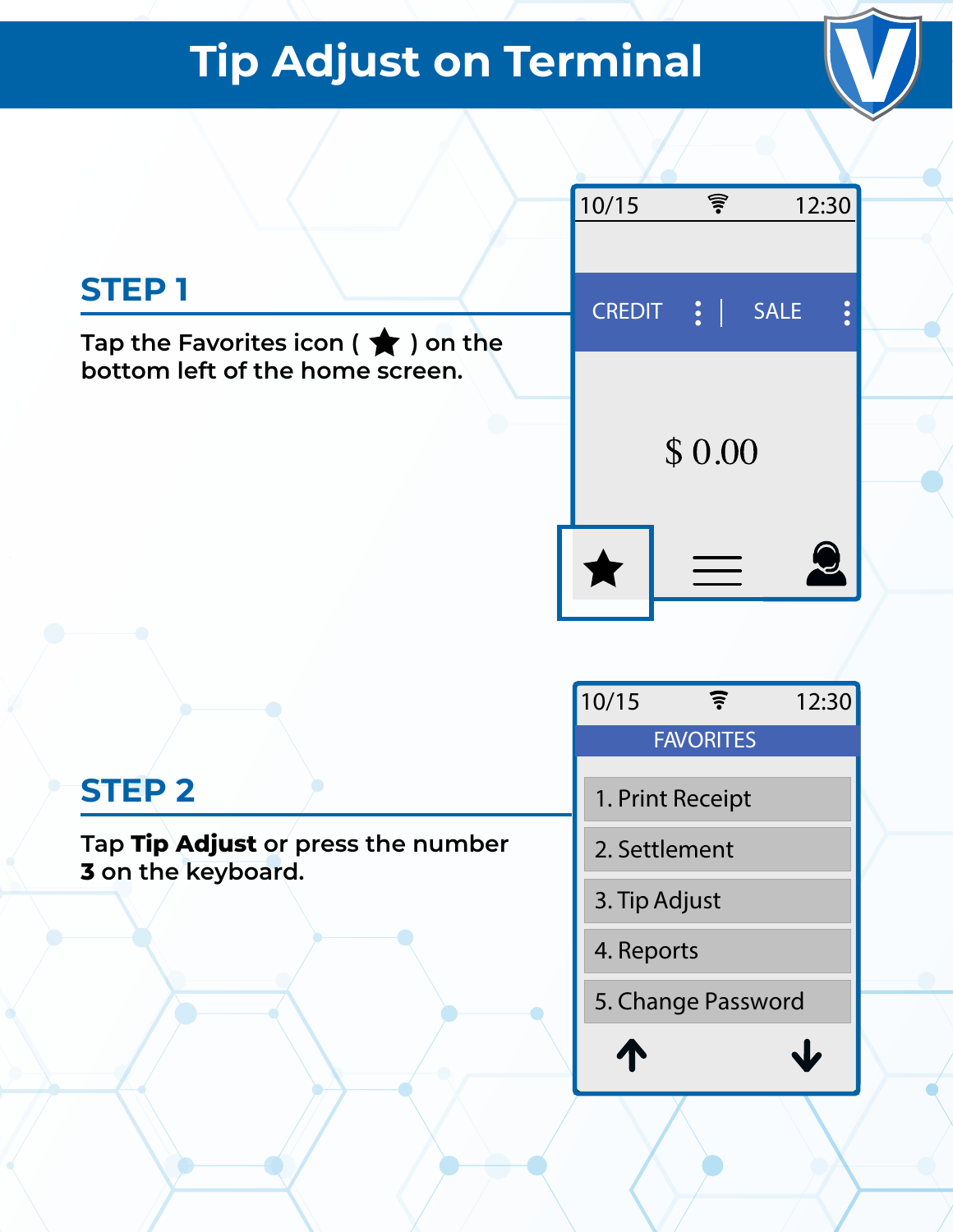# Tip Adjust on Terminal

## STEP 1

Tap the Favorites icon ( ★ ) on the bottom left of the home screen.

10/15 12:30

CREDIT SALE

$ 0.00

## STEP 2

Tap **Tip Adjust** or press the number **3** on the keyboard.

10/15 12:30

FAVORITES

1. Print Receipt
2. Settlement
3. Tip Adjust
4. Reports
5. Change Password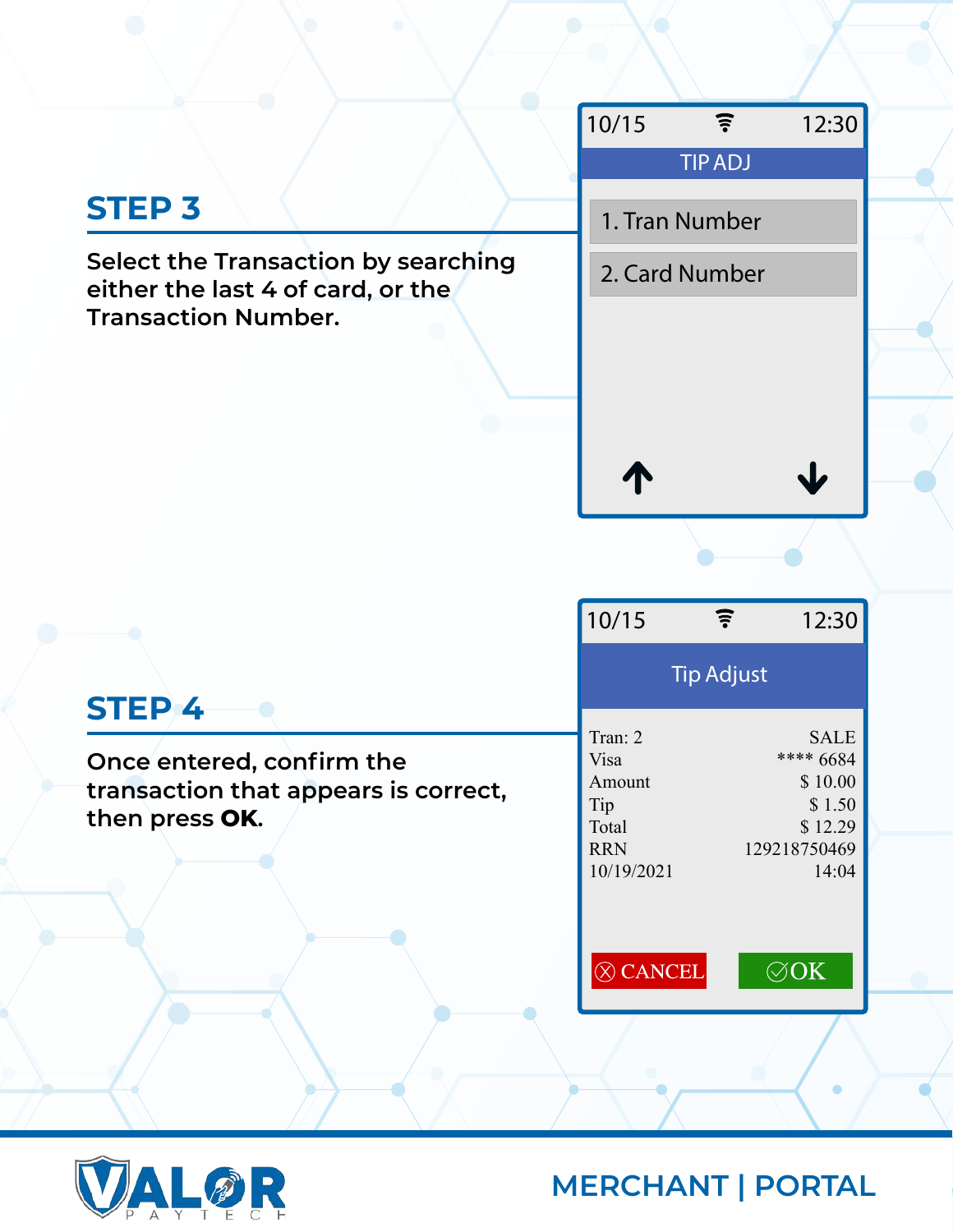## STEP 3

Select the Transaction by searching either the last 4 of card, or the Transaction Number.

10/15 12:30

TIP ADJ

1. Tran Number

2. Card Number

## STEP 4

Once entered, confirm the transaction that appears is correct, then press **OK**.

10/15 12:30

Tip Adjust

| | |
|---|---|
| Tran: 2 | SALE |
| Visa | **** 6684 |
| Amount | $ 10.00 |
| Tip | $ 1.50 |
| Total | $ 12.29 |
| RRN | 129218750469 |
| 10/19/2021 | 14:04 |

CANCEL OK

MERCHANT | PORTAL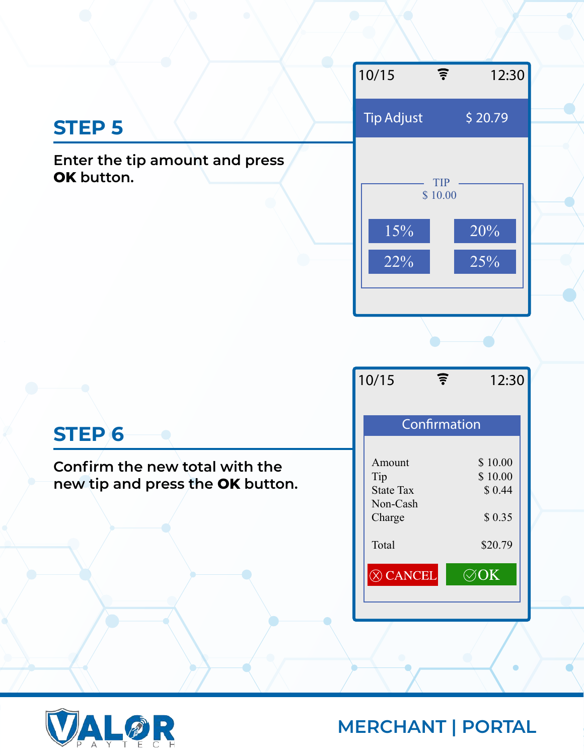## STEP 5

Enter the tip amount and press **OK** button.

10/15 12:30

Tip Adjust $ 20.79

TIP
$ 10.00

15% 20%
22% 25%

## STEP 6

Confirm the new total with the new tip and press the **OK** button.

10/15 12:30

Confirmation

| | |
|---|---|
| Amount | $ 10.00 |
| Tip | $ 10.00 |
| State Tax | $ 0.44 |
| Non-Cash Charge | $ 0.35 |
| Total | $20.79 |

CANCEL OK

MERCHANT | PORTAL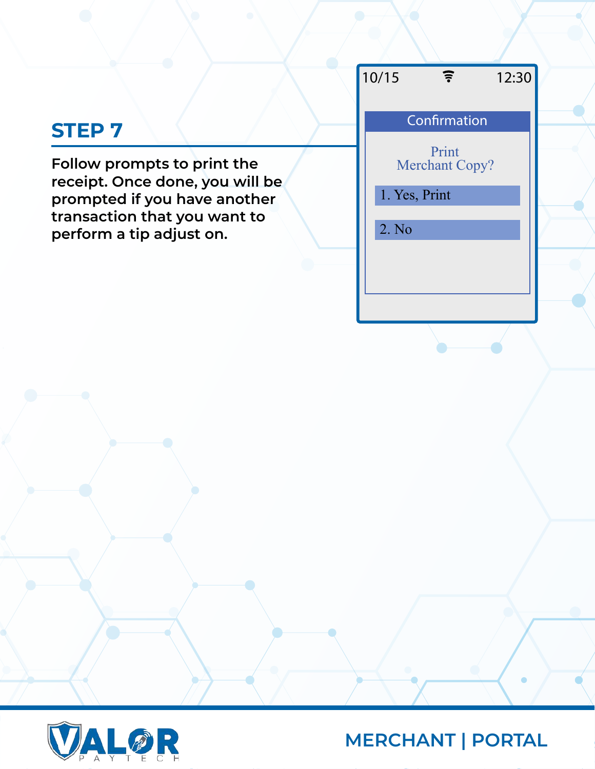## STEP 7

**Follow prompts to print the receipt. Once done, you will be prompted if you have another transaction that you want to perform a tip adjust on.**

10/15 12:30

Confirmation

Print
Merchant Copy?

1. Yes, Print

2. No